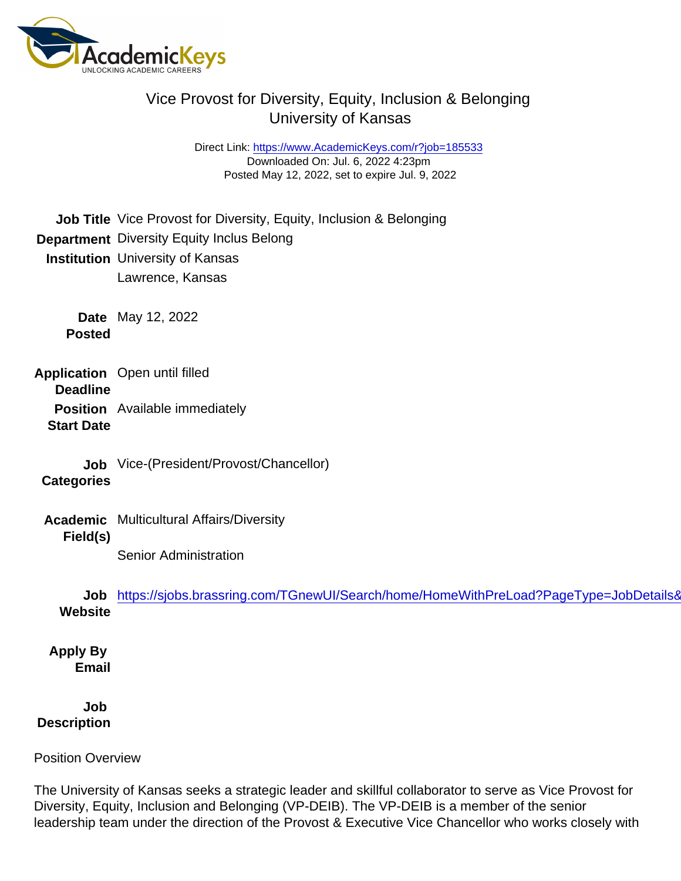# Vice Provost for Diversity, Equity, Inclusion & Belonging
## University of Kansas

Direct Link: https://www.AcademicKeys.com/r?job=185533
Downloaded On: Jul. 6, 2022 4:23pm
Posted May 12, 2022, set to expire Jul. 9, 2022

**Job Title** Vice Provost for Diversity, Equity, Inclusion & Belonging

**Department** Diversity Equity Inclus Belong

**Institution** University of Kansas
Lawrence, Kansas

**Date Posted** May 12, 2022

**Application Deadline** Open until filled

**Position Start Date** Available immediately

**Job Categories** Vice-(President/Provost/Chancellor)

**Academic Field(s)** Multicultural Affairs/Diversity

Senior Administration

**Job Website** https://sjobs.brassring.com/TGnewUI/Search/home/HomeWithPreLoad?PageType=JobDetails&

**Apply By Email**

**Job Description**

Position Overview

The University of Kansas seeks a strategic leader and skillful collaborator to serve as Vice Provost for Diversity, Equity, Inclusion and Belonging (VP-DEIB). The VP-DEIB is a member of the senior leadership team under the direction of the Provost & Executive Vice Chancellor who works closely with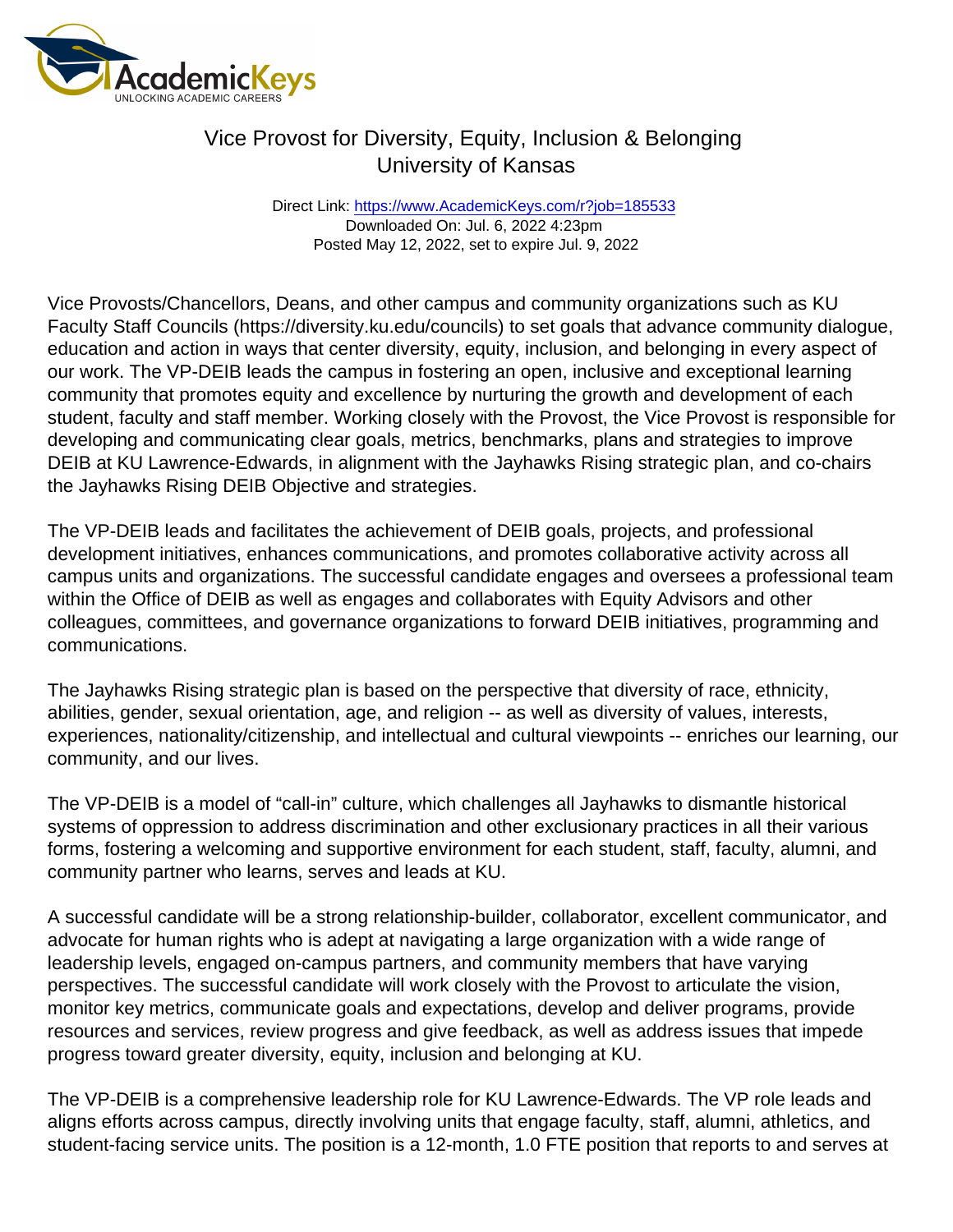Vice Provosts/Chancellors, Deans, and other campus and community organizations such as KU Faculty Staff Councils (https://diversity.ku.edu/councils) to set goals that advance community dialogue, education and action in ways that center diversity, equity, inclusion, and belonging in every aspect of our work. The VP-DEIB leads the campus in fostering an open, inclusive and exceptional learning community that promotes equity and excellence by nurturing the growth and development of each student, faculty and staff member. Working closely with the Provost, the Vice Provost is responsible for developing and communicating clear goals, metrics, benchmarks, plans and strategies to improve DEIB at KU Lawrence-Edwards, in alignment with the Jayhawks Rising strategic plan, and co-chairs the Jayhawks Rising DEIB Objective and strategies.

The VP-DEIB leads and facilitates the achievement of DEIB goals, projects, and professional development initiatives, enhances communications, and promotes collaborative activity across all campus units and organizations. The successful candidate engages and oversees a professional team within the Office of DEIB as well as engages and collaborates with Equity Advisors and other colleagues, committees, and governance organizations to forward DEIB initiatives, programming and communications.

The Jayhawks Rising strategic plan is based on the perspective that diversity of race, ethnicity, abilities, gender, sexual orientation, age, and religion -- as well as diversity of values, interests, experiences, nationality/citizenship, and intellectual and cultural viewpoints -- enriches our learning, our community, and our lives.

The VP-DEIB is a model of "call-in" culture, which challenges all Jayhawks to dismantle historical systems of oppression to address discrimination and other exclusionary practices in all their various forms, fostering a welcoming and supportive environment for each student, staff, faculty, alumni, and community partner who learns, serves and leads at KU.

A successful candidate will be a strong relationship-builder, collaborator, excellent communicator, and advocate for human rights who is adept at navigating a large organization with a wide range of leadership levels, engaged on-campus partners, and community members that have varying perspectives. The successful candidate will work closely with the Provost to articulate the vision, monitor key metrics, communicate goals and expectations, develop and deliver programs, provide resources and services, review progress and give feedback, as well as address issues that impede progress toward greater diversity, equity, inclusion and belonging at KU.

The VP-DEIB is a comprehensive leadership role for KU Lawrence-Edwards. The VP role leads and aligns efforts across campus, directly involving units that engage faculty, staff, alumni, athletics, and student-facing service units. The position is a 12-month, 1.0 FTE position that reports to and serves at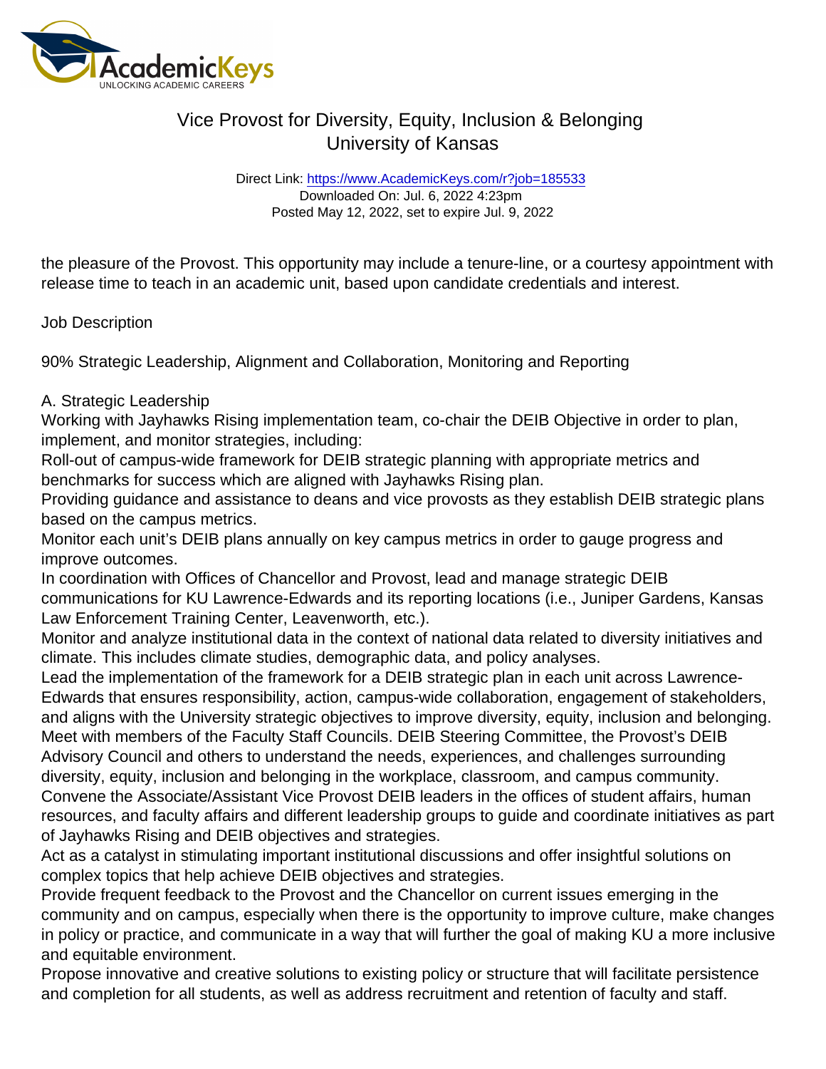the pleasure of the Provost. This opportunity may include a tenure-line, or a courtesy appointment with release time to teach in an academic unit, based upon candidate credentials and interest.

Job Description

90% Strategic Leadership, Alignment and Collaboration, Monitoring and Reporting

A. Strategic Leadership
Working with Jayhawks Rising implementation team, co-chair the DEIB Objective in order to plan, implement, and monitor strategies, including:
Roll-out of campus-wide framework for DEIB strategic planning with appropriate metrics and benchmarks for success which are aligned with Jayhawks Rising plan.
Providing guidance and assistance to deans and vice provosts as they establish DEIB strategic plans based on the campus metrics.
Monitor each unit's DEIB plans annually on key campus metrics in order to gauge progress and improve outcomes.
In coordination with Offices of Chancellor and Provost, lead and manage strategic DEIB communications for KU Lawrence-Edwards and its reporting locations (i.e., Juniper Gardens, Kansas Law Enforcement Training Center, Leavenworth, etc.).
Monitor and analyze institutional data in the context of national data related to diversity initiatives and climate. This includes climate studies, demographic data, and policy analyses.
Lead the implementation of the framework for a DEIB strategic plan in each unit across Lawrence-Edwards that ensures responsibility, action, campus-wide collaboration, engagement of stakeholders, and aligns with the University strategic objectives to improve diversity, equity, inclusion and belonging.
Meet with members of the Faculty Staff Councils. DEIB Steering Committee, the Provost's DEIB Advisory Council and others to understand the needs, experiences, and challenges surrounding diversity, equity, inclusion and belonging in the workplace, classroom, and campus community.
Convene the Associate/Assistant Vice Provost DEIB leaders in the offices of student affairs, human resources, and faculty affairs and different leadership groups to guide and coordinate initiatives as part of Jayhawks Rising and DEIB objectives and strategies.
Act as a catalyst in stimulating important institutional discussions and offer insightful solutions on complex topics that help achieve DEIB objectives and strategies.
Provide frequent feedback to the Provost and the Chancellor on current issues emerging in the community and on campus, especially when there is the opportunity to improve culture, make changes in policy or practice, and communicate in a way that will further the goal of making KU a more inclusive and equitable environment.
Propose innovative and creative solutions to existing policy or structure that will facilitate persistence and completion for all students, as well as address recruitment and retention of faculty and staff.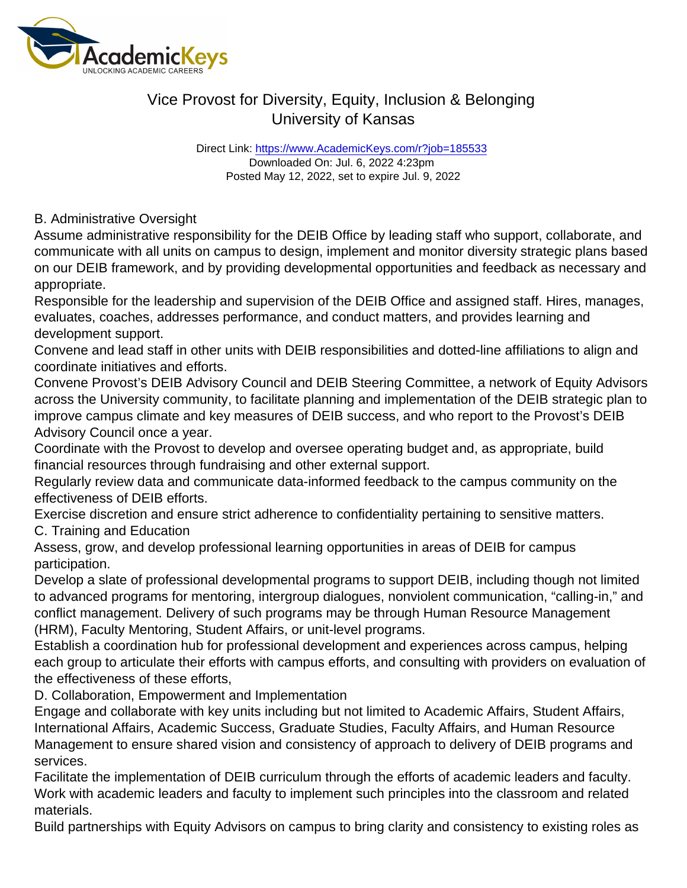B. Administrative Oversight

Assume administrative responsibility for the DEIB Office by leading staff who support, collaborate, and communicate with all units on campus to design, implement and monitor diversity strategic plans based on our DEIB framework, and by providing developmental opportunities and feedback as necessary and appropriate.

Responsible for the leadership and supervision of the DEIB Office and assigned staff. Hires, manages, evaluates, coaches, addresses performance, and conduct matters, and provides learning and development support.

Convene and lead staff in other units with DEIB responsibilities and dotted-line affiliations to align and coordinate initiatives and efforts.

Convene Provost's DEIB Advisory Council and DEIB Steering Committee, a network of Equity Advisors across the University community, to facilitate planning and implementation of the DEIB strategic plan to improve campus climate and key measures of DEIB success, and who report to the Provost's DEIB Advisory Council once a year.

Coordinate with the Provost to develop and oversee operating budget and, as appropriate, build financial resources through fundraising and other external support.

Regularly review data and communicate data-informed feedback to the campus community on the effectiveness of DEIB efforts.

Exercise discretion and ensure strict adherence to confidentiality pertaining to sensitive matters.

C. Training and Education

Assess, grow, and develop professional learning opportunities in areas of DEIB for campus participation.

Develop a slate of professional developmental programs to support DEIB, including though not limited to advanced programs for mentoring, intergroup dialogues, nonviolent communication, "calling-in," and conflict management. Delivery of such programs may be through Human Resource Management (HRM), Faculty Mentoring, Student Affairs, or unit-level programs.

Establish a coordination hub for professional development and experiences across campus, helping each group to articulate their efforts with campus efforts, and consulting with providers on evaluation of the effectiveness of these efforts,

D. Collaboration, Empowerment and Implementation

Engage and collaborate with key units including but not limited to Academic Affairs, Student Affairs, International Affairs, Academic Success, Graduate Studies, Faculty Affairs, and Human Resource Management to ensure shared vision and consistency of approach to delivery of DEIB programs and services.

Facilitate the implementation of DEIB curriculum through the efforts of academic leaders and faculty. Work with academic leaders and faculty to implement such principles into the classroom and related materials.

Build partnerships with Equity Advisors on campus to bring clarity and consistency to existing roles as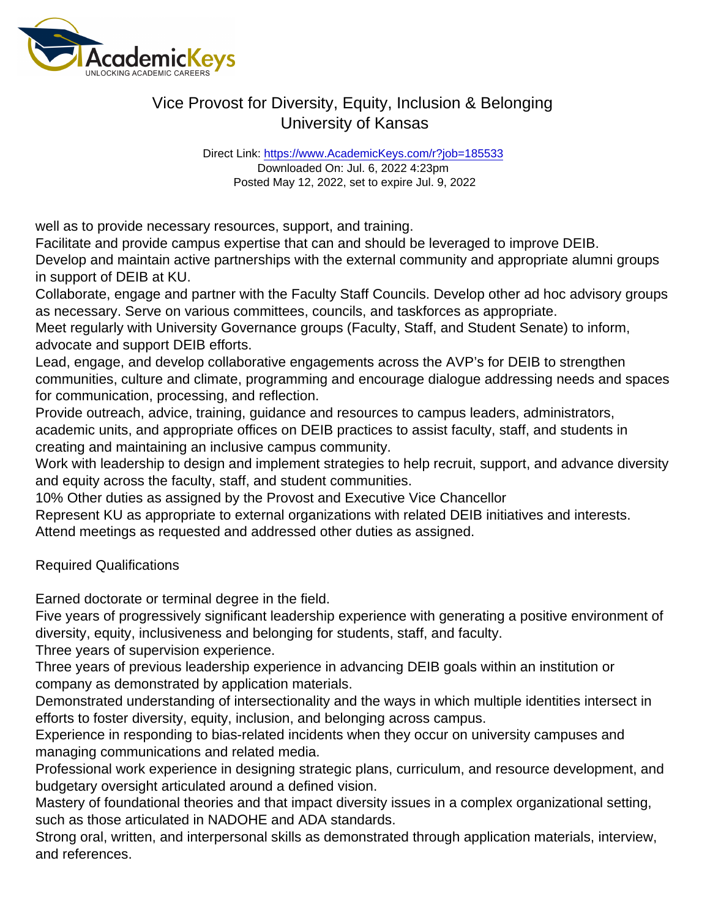well as to provide necessary resources, support, and training.

Facilitate and provide campus expertise that can and should be leveraged to improve DEIB.

Develop and maintain active partnerships with the external community and appropriate alumni groups in support of DEIB at KU.

Collaborate, engage and partner with the Faculty Staff Councils. Develop other ad hoc advisory groups as necessary. Serve on various committees, councils, and taskforces as appropriate.

Meet regularly with University Governance groups (Faculty, Staff, and Student Senate) to inform, advocate and support DEIB efforts.

Lead, engage, and develop collaborative engagements across the AVP's for DEIB to strengthen communities, culture and climate, programming and encourage dialogue addressing needs and spaces for communication, processing, and reflection.

Provide outreach, advice, training, guidance and resources to campus leaders, administrators, academic units, and appropriate offices on DEIB practices to assist faculty, staff, and students in creating and maintaining an inclusive campus community.

Work with leadership to design and implement strategies to help recruit, support, and advance diversity and equity across the faculty, staff, and student communities.

10% Other duties as assigned by the Provost and Executive Vice Chancellor

Represent KU as appropriate to external organizations with related DEIB initiatives and interests.

Attend meetings as requested and addressed other duties as assigned.

Required Qualifications

Earned doctorate or terminal degree in the field.

Five years of progressively significant leadership experience with generating a positive environment of diversity, equity, inclusiveness and belonging for students, staff, and faculty.

Three years of supervision experience.

Three years of previous leadership experience in advancing DEIB goals within an institution or company as demonstrated by application materials.

Demonstrated understanding of intersectionality and the ways in which multiple identities intersect in efforts to foster diversity, equity, inclusion, and belonging across campus.

Experience in responding to bias-related incidents when they occur on university campuses and managing communications and related media.

Professional work experience in designing strategic plans, curriculum, and resource development, and budgetary oversight articulated around a defined vision.

Mastery of foundational theories and that impact diversity issues in a complex organizational setting, such as those articulated in NADOHE and ADA standards.

Strong oral, written, and interpersonal skills as demonstrated through application materials, interview, and references.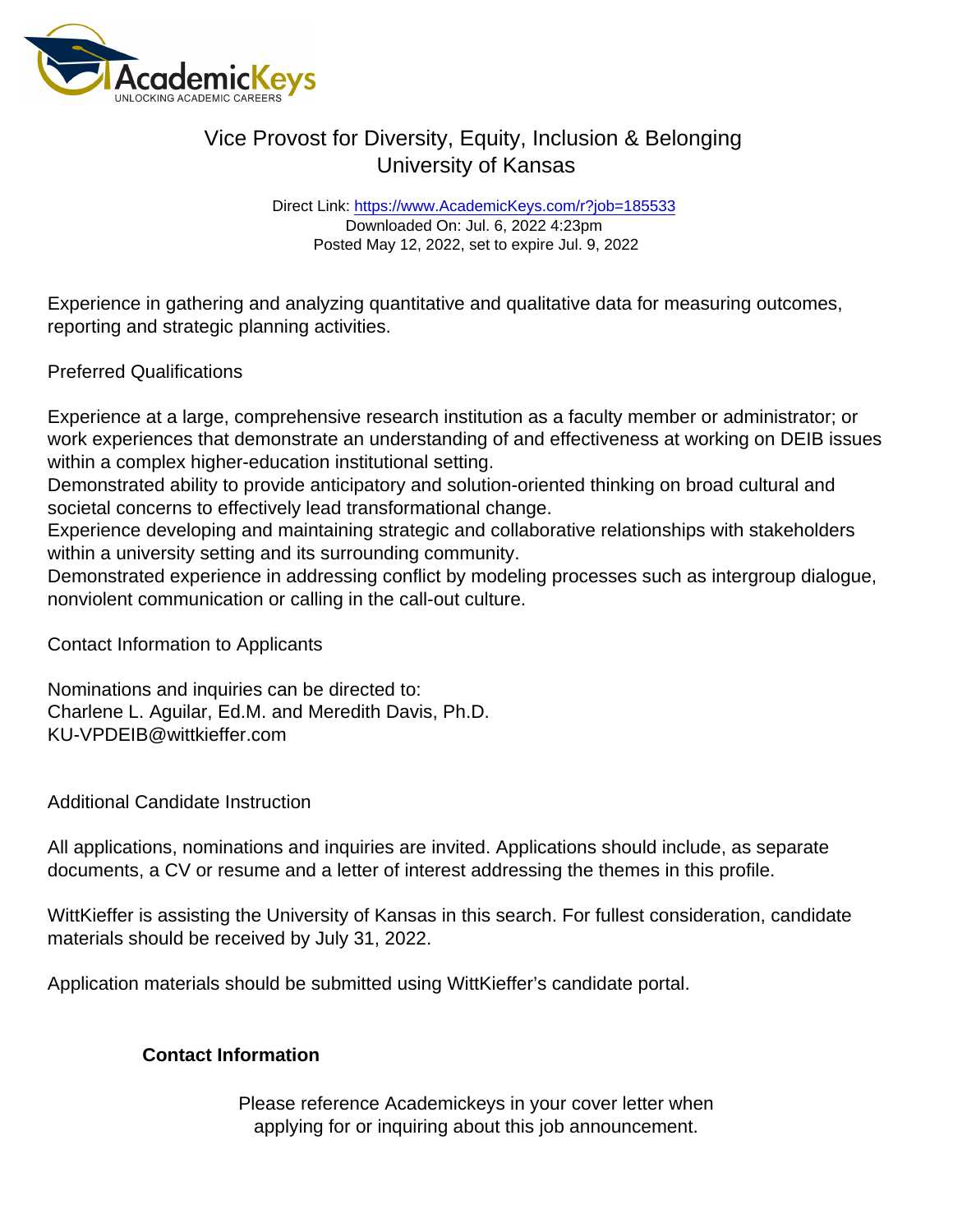Experience in gathering and analyzing quantitative and qualitative data for measuring outcomes, reporting and strategic planning activities.

Preferred Qualifications

Experience at a large, comprehensive research institution as a faculty member or administrator; or work experiences that demonstrate an understanding of and effectiveness at working on DEIB issues within a complex higher-education institutional setting.
Demonstrated ability to provide anticipatory and solution-oriented thinking on broad cultural and societal concerns to effectively lead transformational change.
Experience developing and maintaining strategic and collaborative relationships with stakeholders within a university setting and its surrounding community.
Demonstrated experience in addressing conflict by modeling processes such as intergroup dialogue, nonviolent communication or calling in the call-out culture.

Contact Information to Applicants

Nominations and inquiries can be directed to:
Charlene L. Aguilar, Ed.M. and Meredith Davis, Ph.D.
KU-VPDEIB@wittkieffer.com

Additional Candidate Instruction

All applications, nominations and inquiries are invited. Applications should include, as separate documents, a CV or resume and a letter of interest addressing the themes in this profile.

WittKieffer is assisting the University of Kansas in this search. For fullest consideration, candidate materials should be received by July 31, 2022.

Application materials should be submitted using WittKieffer's candidate portal.

**Contact Information**

Please reference Academickeys in your cover letter when applying for or inquiring about this job announcement.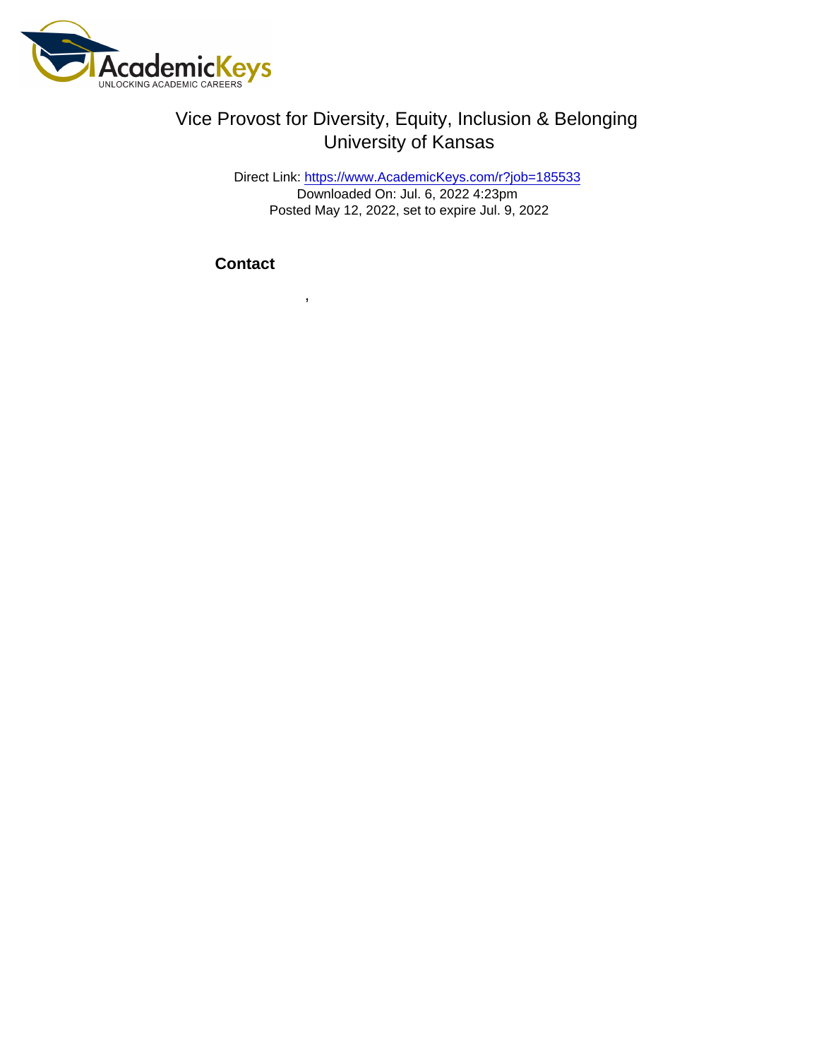# Vice Provost for Diversity, Equity, Inclusion & Belonging
## University of Kansas

Direct Link: https://www.AcademicKeys.com/r?job=185533
Downloaded On: Jul. 6, 2022 4:23pm
Posted May 12, 2022, set to expire Jul. 9, 2022

**Contact**

,